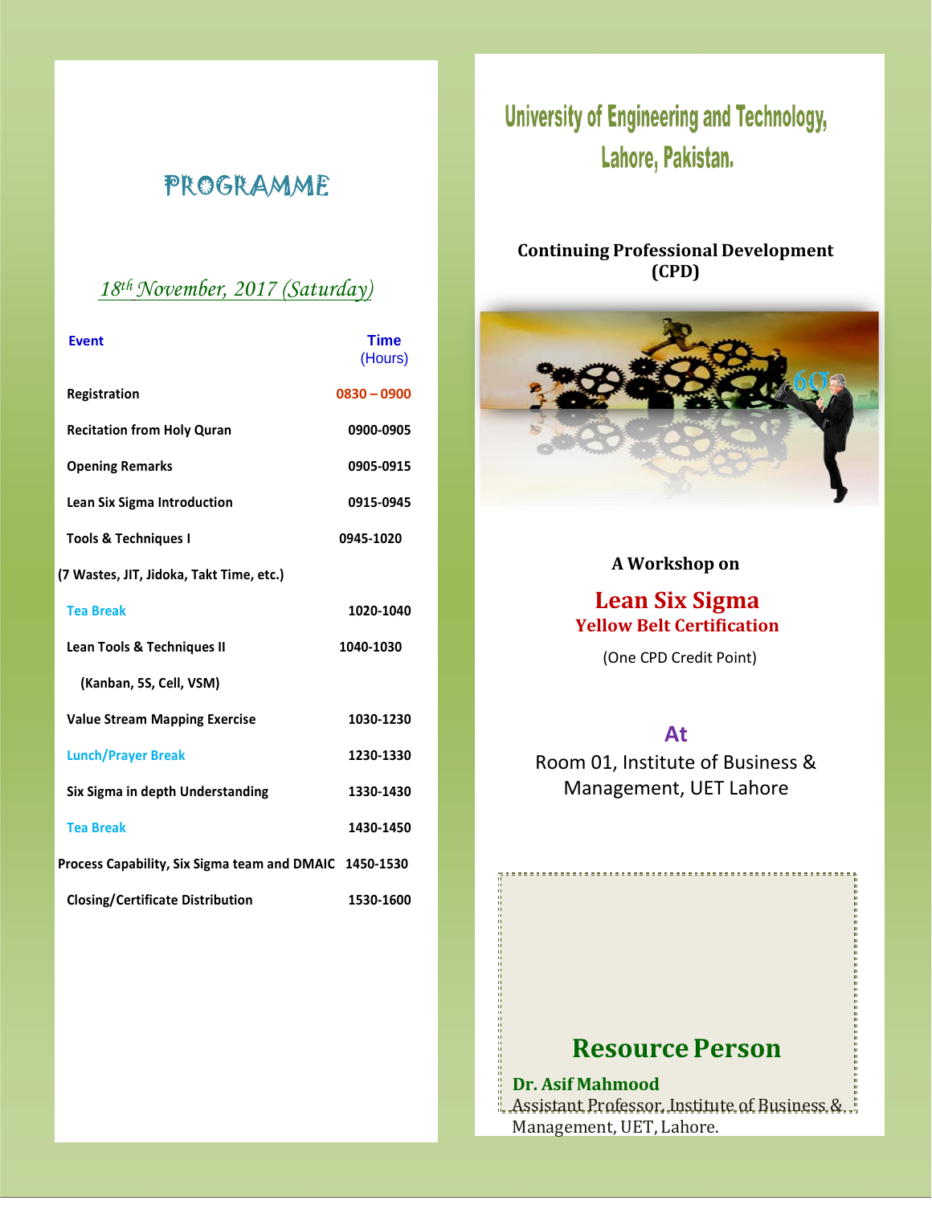# PROGRAMME

*18th November, 2017 (Saturday)*

| Event | Time (Hours) |
|---|---|
| Registration | 0830 – 0900 |
| Recitation from Holy Quran | 0900-0905 |
| Opening Remarks | 0905-0915 |
| Lean Six Sigma Introduction | 0915-0945 |
| Tools & Techniques I (7 Wastes, JIT, Jidoka, Takt Time, etc.) | 0945-1020 |
| Tea Break | 1020-1040 |
| Lean Tools & Techniques II (Kanban, 5S, Cell, VSM) | 1040-1030 |
| Value Stream Mapping Exercise | 1030-1230 |
| Lunch/Prayer Break | 1230-1330 |
| Six Sigma in depth Understanding | 1330-1430 |
| Tea Break | 1430-1450 |
| Process Capability, Six Sigma team and DMAIC | 1450-1530 |
| Closing/Certificate Distribution | 1530-1600 |

# University of Engineering and Technology, Lahore, Pakistan.

**Continuing Professional Development (CPD)**

**A Workshop on**

## Lean Six Sigma

### Yellow Belt Certification

(One CPD Credit Point)

**At**

Room 01, Institute of Business & Management, UET Lahore

## Resource Person

**Dr. Asif Mahmood**
Assistant Professor, Institute of Business & Management, UET, Lahore.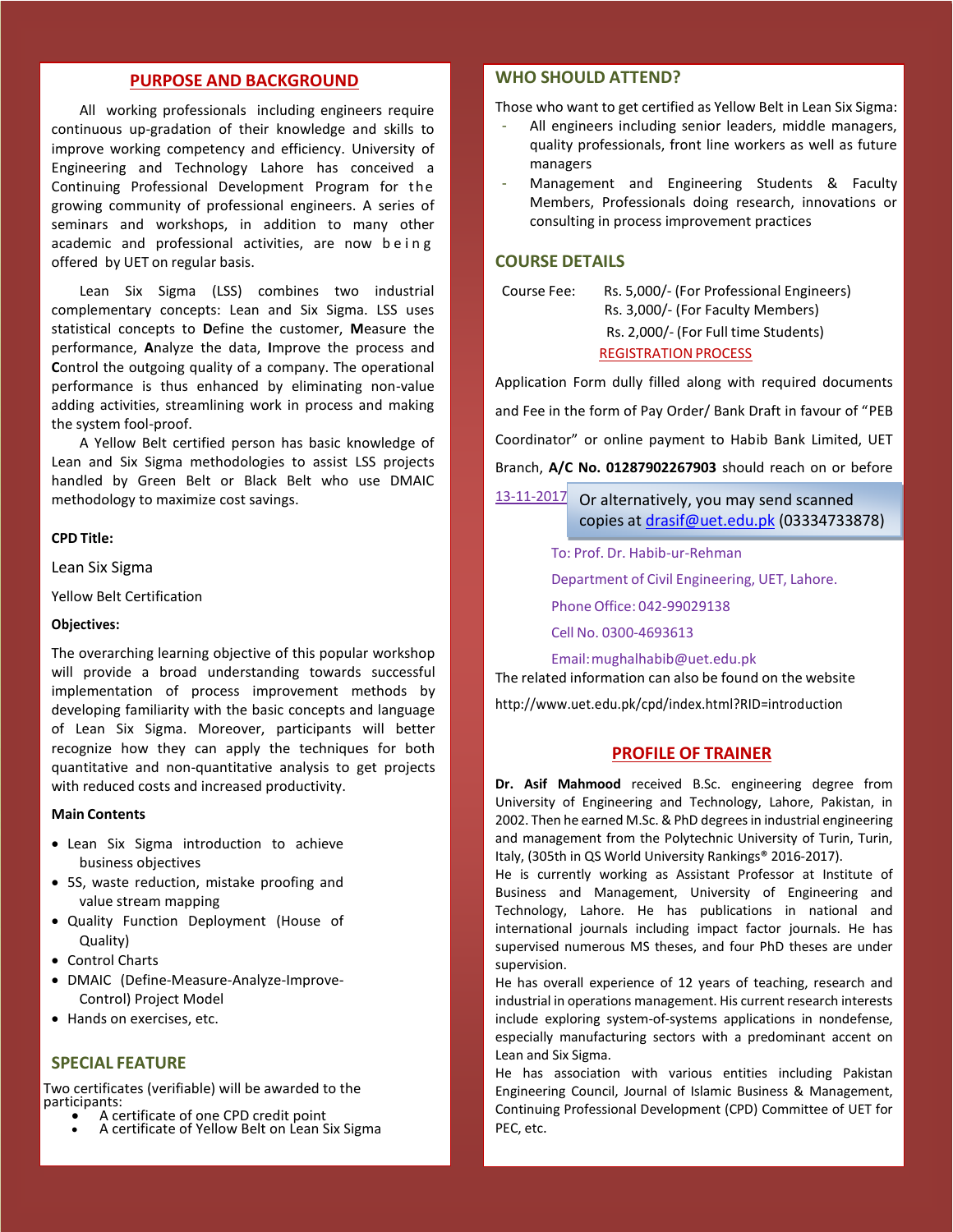## PURPOSE AND BACKGROUND

All working professionals including engineers require continuous up-gradation of their knowledge and skills to improve working competency and efficiency. University of Engineering and Technology Lahore has conceived a Continuing Professional Development Program for the growing community of professional engineers. A series of seminars and workshops, in addition to many other academic and professional activities, are now being offered by UET on regular basis.

Lean Six Sigma (LSS) combines two industrial complementary concepts: Lean and Six Sigma. LSS uses statistical concepts to **D**efine the customer, **M**easure the performance, **A**nalyze the data, **I**mprove the process and **C**ontrol the outgoing quality of a company. The operational performance is thus enhanced by eliminating non-value adding activities, streamlining work in process and making the system fool-proof.

A Yellow Belt certified person has basic knowledge of Lean and Six Sigma methodologies to assist LSS projects handled by Green Belt or Black Belt who use DMAIC methodology to maximize cost savings.

**CPD Title:**

Lean Six Sigma

Yellow Belt Certification

**Objectives:**

The overarching learning objective of this popular workshop will provide a broad understanding towards successful implementation of process improvement methods by developing familiarity with the basic concepts and language of Lean Six Sigma. Moreover, participants will better recognize how they can apply the techniques for both quantitative and non-quantitative analysis to get projects with reduced costs and increased productivity.

**Main Contents**

- Lean Six Sigma introduction to achieve business objectives
- 5S, waste reduction, mistake proofing and value stream mapping
- Quality Function Deployment (House of Quality)
- Control Charts
- DMAIC (Define-Measure-Analyze-Improve-Control) Project Model
- Hands on exercises, etc.

## SPECIAL FEATURE

Two certificates (verifiable) will be awarded to the participants:

- A certificate of one CPD credit point
- A certificate of Yellow Belt on Lean Six Sigma

## WHO SHOULD ATTEND?

Those who want to get certified as Yellow Belt in Lean Six Sigma:

- All engineers including senior leaders, middle managers, quality professionals, front line workers as well as future managers
- Management and Engineering Students & Faculty Members, Professionals doing research, innovations or consulting in process improvement practices

## COURSE DETAILS

Course Fee: Rs. 5,000/- (For Professional Engineers)
Rs. 3,000/- (For Faculty Members)
Rs. 2,000/- (For Full time Students)

REGISTRATION PROCESS

Application Form dully filled along with required documents and Fee in the form of Pay Order/ Bank Draft in favour of "PEB Coordinator" or online payment to Habib Bank Limited, UET Branch, **A/C No. 01287902267903** should reach on or before 13-11-2017

Or alternatively, you may send scanned copies at drasif@uet.edu.pk (03334733878)

To: Prof. Dr. Habib-ur-Rehman
Department of Civil Engineering, UET, Lahore.
Phone Office: 042-99029138
Cell No. 0300-4693613
Email: mughalhabib@uet.edu.pk

The related information can also be found on the website

http://www.uet.edu.pk/cpd/index.html?RID=introduction

## PROFILE OF TRAINER

**Dr. Asif Mahmood** received B.Sc. engineering degree from University of Engineering and Technology, Lahore, Pakistan, in 2002. Then he earned M.Sc. & PhD degrees in industrial engineering and management from the Polytechnic University of Turin, Turin, Italy, (305th in QS World University Rankings® 2016-2017).

He is currently working as Assistant Professor at Institute of Business and Management, University of Engineering and Technology, Lahore. He has publications in national and international journals including impact factor journals. He has supervised numerous MS theses, and four PhD theses are under supervision.

He has overall experience of 12 years of teaching, research and industrial in operations management. His current research interests include exploring system-of-systems applications in nondefense, especially manufacturing sectors with a predominant accent on Lean and Six Sigma.

He has association with various entities including Pakistan Engineering Council, Journal of Islamic Business & Management, Continuing Professional Development (CPD) Committee of UET for PEC, etc.